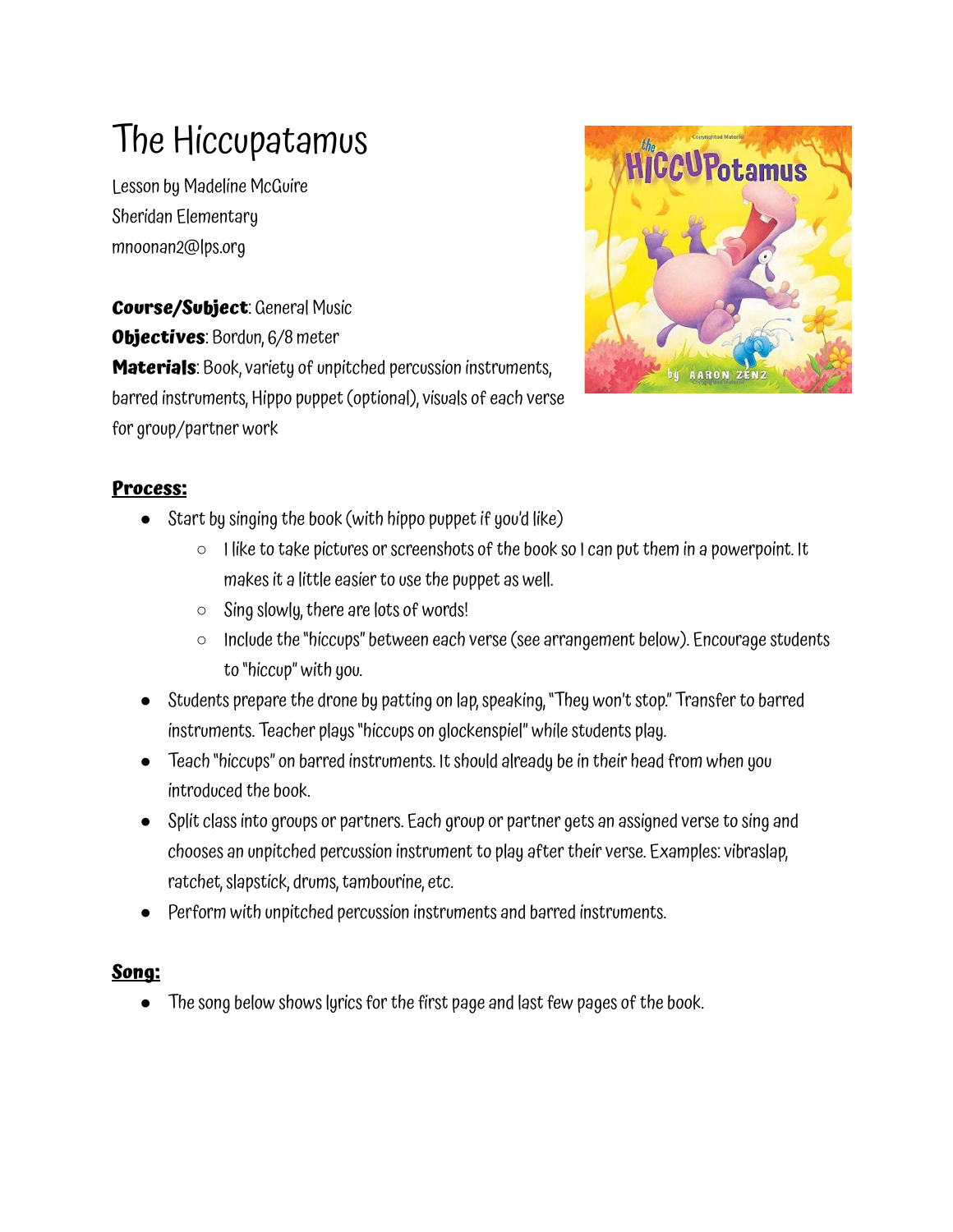# The Hiccupatamus

Lesson by Madeline McGuire
Sheridan Elementary
mnoonan2@lps.org

**Course/Subject**: General Music
**Objectives**: Bordun, 6/8 meter
**Materials**: Book, variety of unpitched percussion instruments, barred instruments, Hippo puppet (optional), visuals of each verse for group/partner work

## Process:

- Start by singing the book (with hippo puppet if you'd like)
  - I like to take pictures or screenshots of the book so I can put them in a powerpoint. It makes it a little easier to use the puppet as well.
  - Sing slowly, there are lots of words!
  - Include the "hiccups" between each verse (see arrangement below). Encourage students to "hiccup" with you.
- Students prepare the drone by patting on lap, speaking, "They won't stop." Transfer to barred instruments. Teacher plays "hiccups on glockenspiel" while students play.
- Teach "hiccups" on barred instruments. It should already be in their head from when you introduced the book.
- Split class into groups or partners. Each group or partner gets an assigned verse to sing and chooses an unpitched percussion instrument to play after their verse. Examples: vibraslap, ratchet, slapstick, drums, tambourine, etc.
- Perform with unpitched percussion instruments and barred instruments.

## Song:

- The song below shows lyrics for the first page and last few pages of the book.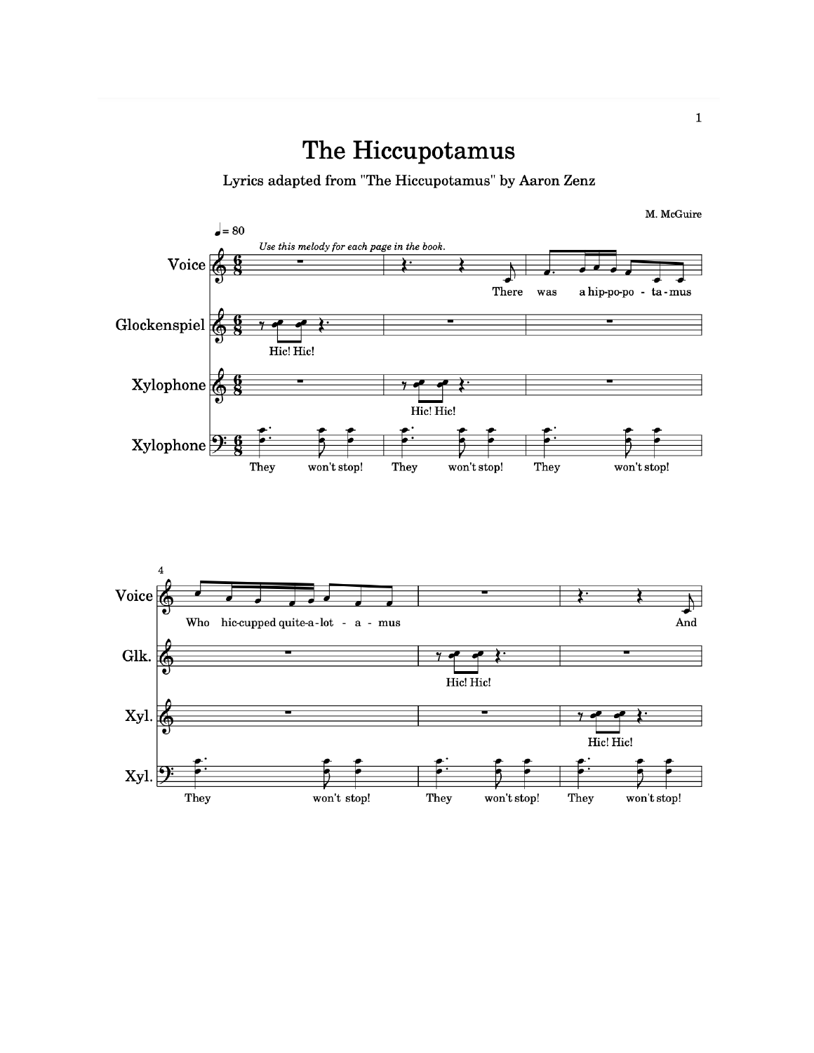# The Hiccupotamus

Lyrics adapted from "The Hiccupotamus" by Aaron Zenz

M. McGuire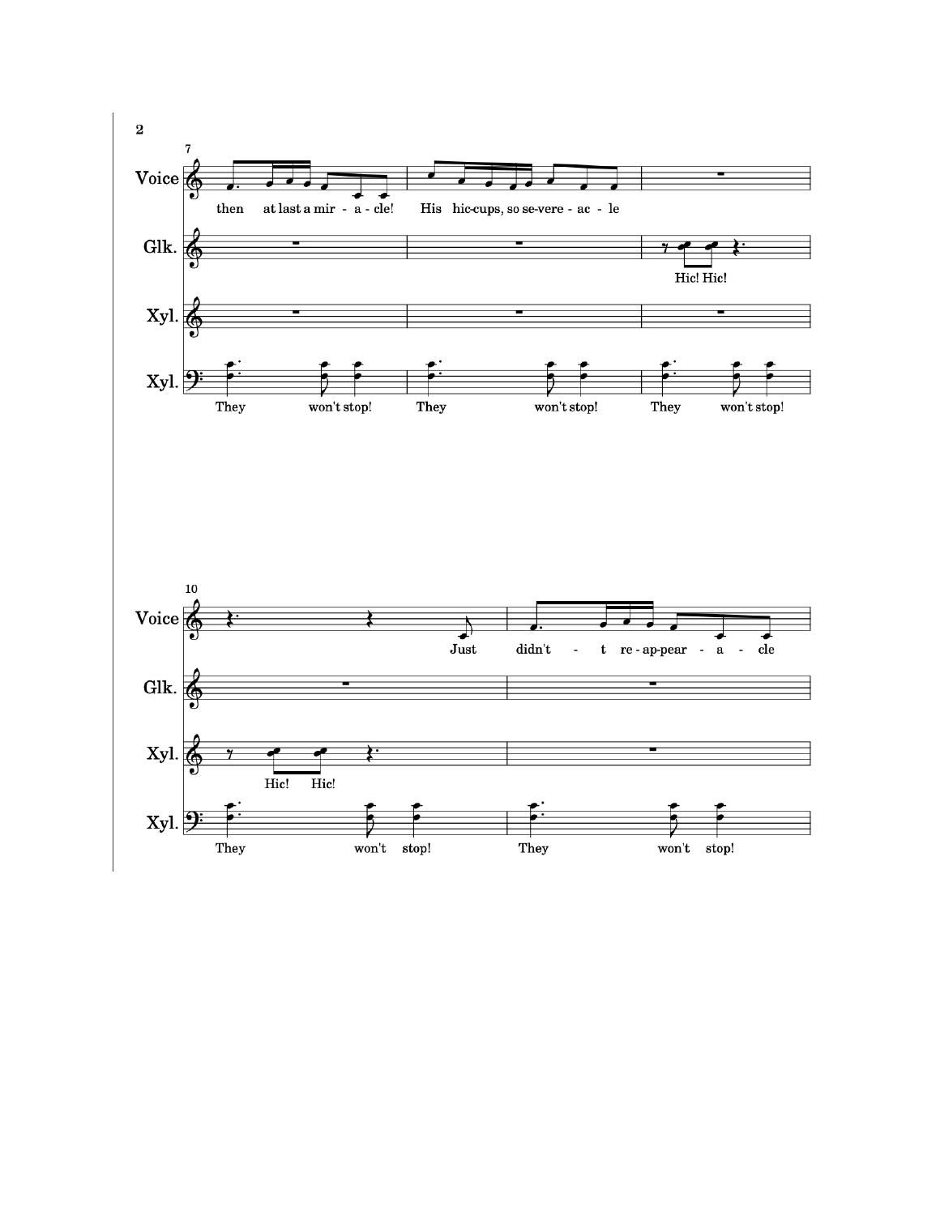7

Voice: then at last a mir - a - cle! His hic-cups, so se-vere - ac - le

Glk.: Hic! Hic!

Xyl.

Xyl.: They won't stop! They won't stop! They won't stop!

10

Voice: Just didn't - t re - ap-pear - a - cle

Glk.

Xyl.: Hic! Hic!

Xyl.: They won't stop! They won't stop!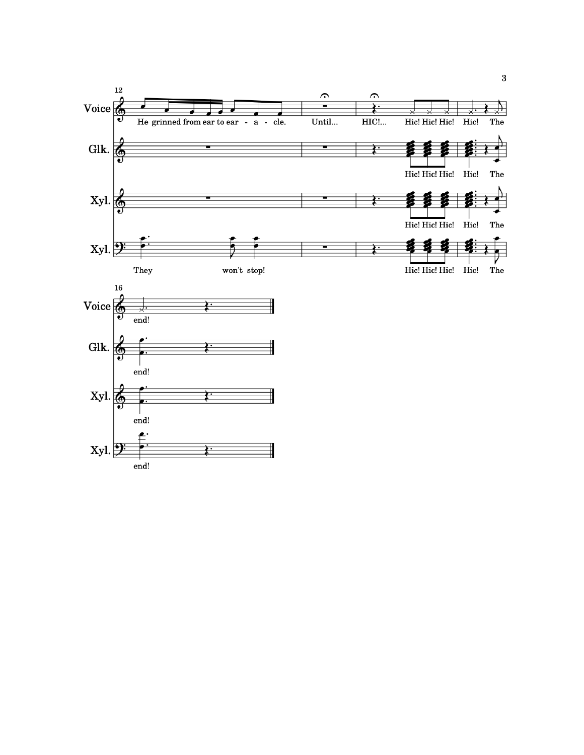12

Voice

He grinned from ear to ear - a - cle. Until... HIC!... Hic! Hic! Hic! Hic! The

Glk.

Hic! Hic! Hic! Hic! The

Xyl.

Hic! Hic! Hic! Hic! The

Xyl.

They won't stop! Hic! Hic! Hic! Hic! The

16

Voice

end!

Glk.

end!

Xyl.

end!

Xyl.

end!